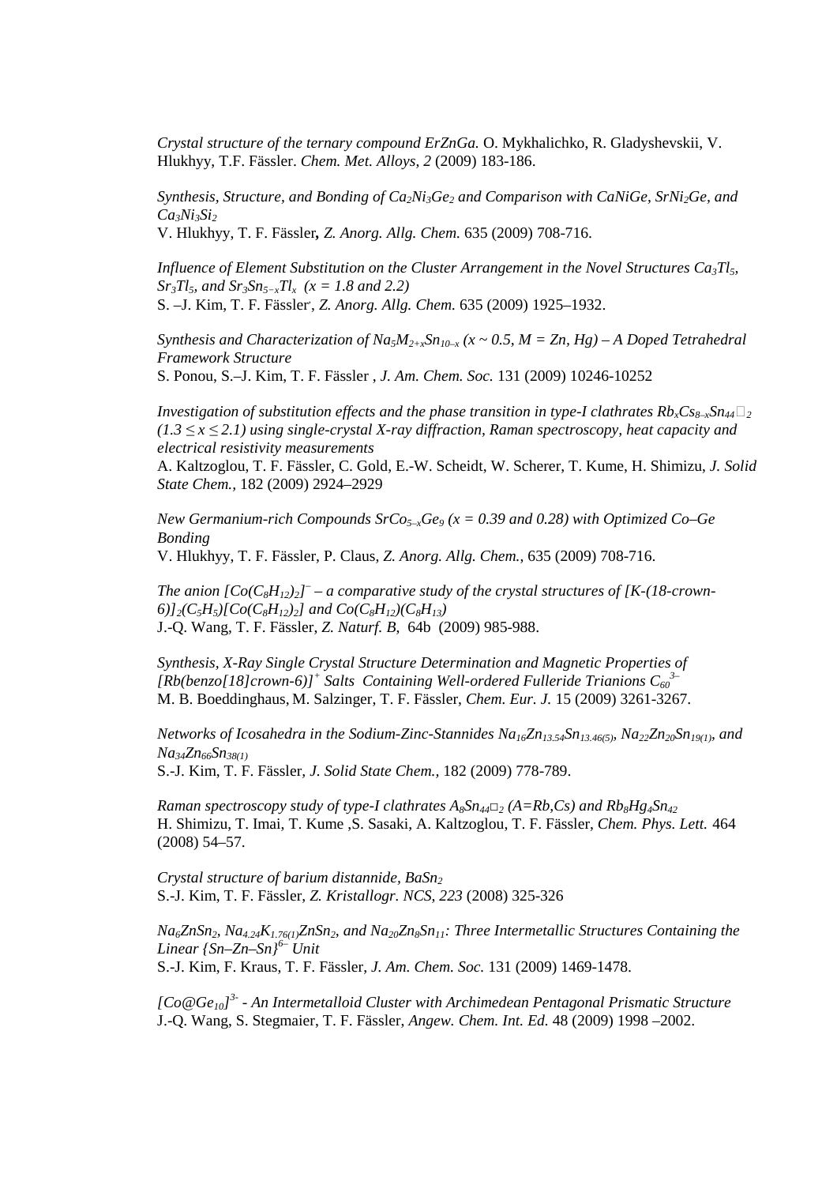*Crystal structure of the ternary compound ErZnGa.* O. Mykhalichko, R. Gladyshevskii, V. Hlukhyy, T.F. Fässler. *Chem. Met. Alloys*, *2* (2009) 183-186.

*Synthesis, Structure, and Bonding of $Ca_2Ni_3Ge_2$ and Comparison with CaNiGe, $SrNi_2Ge$, and $Ca_3Ni_3Si_2$*
V. Hlukhyy, T. F. Fässler**,** *Z. Anorg. Allg. Chem.* 635 (2009) 708-716.

*Influence of Element Substitution on the Cluster Arrangement in the Novel Structures $Ca_3Tl_5$, $Sr_3Tl_5$, and $Sr_3Sn_{5-x}Tl_x$ (x = 1.8 and 2.2)*
S. –J. Kim, T. F. Fässler*, *Z. Anorg. Allg. Chem.* 635 (2009) 1925–1932.

*Synthesis and Characterization of $Na_5M_{2+x}Sn_{10-x}$ (x ~ 0.5, M = Zn, Hg) – A Doped Tetrahedral Framework Structure*
S. Ponou, S.–J. Kim, T. F. Fässler , *J. Am. Chem. Soc.* 131 (2009) 10246-10252

*Investigation of substitution effects and the phase transition in type-I clathrates $Rb_xCs_{8-x}Sn_{44}\square_2$ ($1.3 \leq x \leq 2.1$) using single-crystal X-ray diffraction, Raman spectroscopy, heat capacity and electrical resistivity measurements*
A. Kaltzoglou, T. F. Fässler, C. Gold, E.-W. Scheidt, W. Scherer, T. Kume, H. Shimizu, *J. Solid State Chem.,* 182 (2009) 2924–2929

*New Germanium-rich Compounds $SrCo_{5-x}Ge_9$ (x = 0.39 and 0.28) with Optimized Co–Ge Bonding*
V. Hlukhyy, T. F. Fässler, P. Claus, *Z. Anorg. Allg. Chem.*, 635 (2009) 708-716.

*The anion $[Co(C_8H_{12})_2]^-$ – a comparative study of the crystal structures of $[K\text{-}(18\text{-crown-}6)]_2(C_5H_5)[Co(C_8H_{12})_2]$ and $Co(C_8H_{12})(C_8H_{13})$*
J.-Q. Wang, T. F. Fässler, *Z. Naturf. B*, 64b (2009) 985-988.

*Synthesis, X-Ray Single Crystal Structure Determination and Magnetic Properties of $[Rb(benzo[18]crown\text{-}6)]^+$ Salts Containing Well-ordered Fulleride Trianions $C_{60}^{3-}$*
M. B. Boeddinghaus, M. Salzinger, T. F. Fässler, *Chem. Eur. J.* 15 (2009) 3261-3267.

*Networks of Icosahedra in the Sodium-Zinc-Stannides $Na_{16}Zn_{13.54}Sn_{13.46(5)}$, $Na_{22}Zn_{20}Sn_{19(1)}$, and $Na_{34}Zn_{66}Sn_{38(1)}$*
S.-J. Kim, T. F. Fässler, *J. Solid State Chem.,* 182 (2009) 778-789.

*Raman spectroscopy study of type-I clathrates $A_8Sn_{44}\square_2$ (A=Rb,Cs) and $Rb_8Hg_4Sn_{42}$*
H. Shimizu, T. Imai, T. Kume ,S. Sasaki, A. Kaltzoglou, T. F. Fässler, *Chem. Phys. Lett.* 464 (2008) 54–57.

*Crystal structure of barium distannide, $BaSn_2$*
S.-J. Kim, T. F. Fässler, *Z. Kristallogr. NCS*, *223* (2008) 325-326

*$Na_6ZnSn_2$, $Na_{4.24}K_{1.76(1)}ZnSn_2$, and $Na_{20}Zn_8Sn_{11}$: Three Intermetallic Structures Containing the Linear $\{Sn–Zn–Sn\}^{6-}$ Unit*
S.-J. Kim, F. Kraus, T. F. Fässler, *J. Am. Chem. Soc.* 131 (2009) 1469-1478.

*$[Co@Ge_{10}]^{3-}$ - An Intermetalloid Cluster with Archimedean Pentagonal Prismatic Structure*
J.-Q. Wang, S. Stegmaier, T. F. Fässler, *Angew. Chem. Int. Ed.* 48 (2009) 1998 –2002.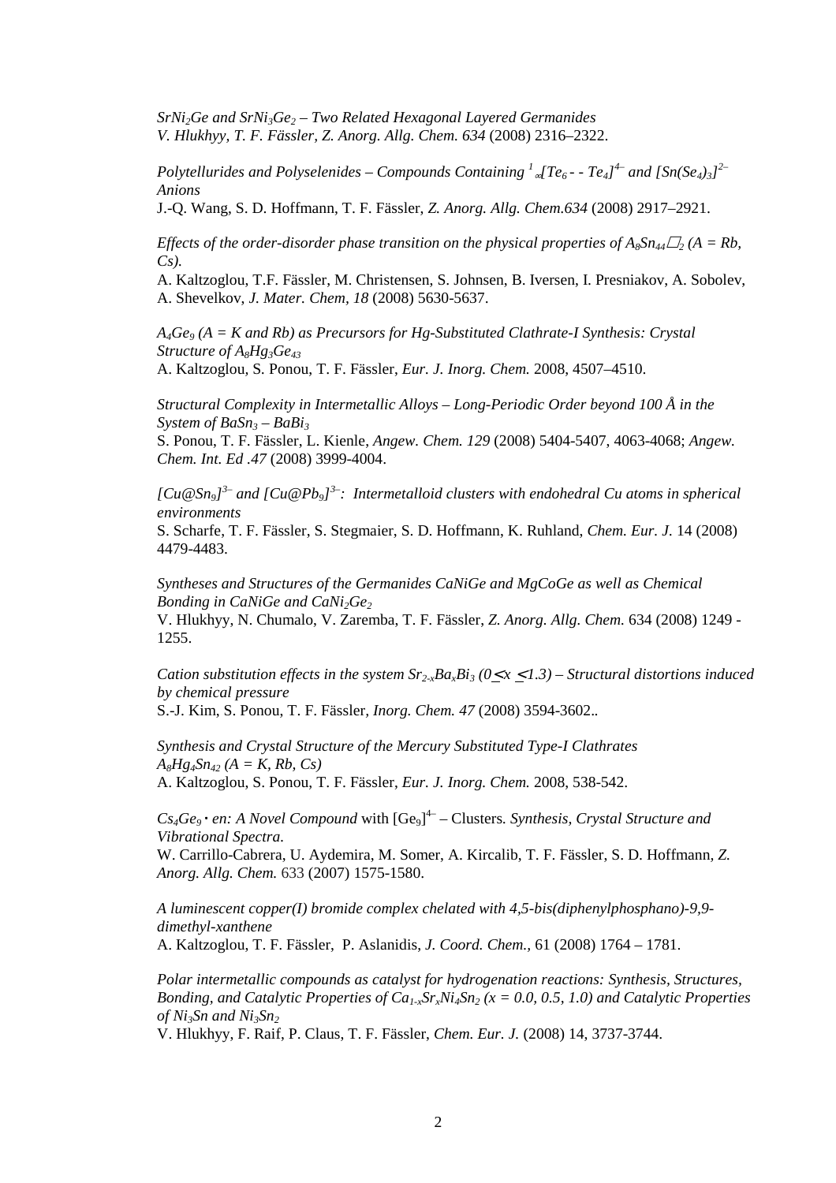*$SrNi_2Ge$ and $SrNi_3Ge_2$ – Two Related Hexagonal Layered Germanides*
V. Hlukhyy, T. F. Fässler, *Z. Anorg. Allg. Chem. 634* (2008) 2316–2322.

*Polytellurides and Polyselenides – Compounds Containing ${}^{1}_{\infty}[Te_6 - - Te_4]^{4-}$ and $[Sn(Se_4)_3]^{2-}$ Anions*
J.-Q. Wang, S. D. Hoffmann, T. F. Fässler, *Z. Anorg. Allg. Chem.634* (2008) 2917–2921.

*Effects of the order-disorder phase transition on the physical properties of $A_8Sn_{44}\square_2$ (A = Rb, Cs).*
A. Kaltzoglou, T.F. Fässler, M. Christensen, S. Johnsen, B. Iversen, I. Presniakov, A. Sobolev, A. Shevelkov, *J. Mater. Chem, 18* (2008) 5630-5637.

*$A_4Ge_9$ (A = K and Rb) as Precursors for Hg-Substituted Clathrate-I Synthesis: Crystal Structure of $A_8Hg_3Ge_{43}$*
A. Kaltzoglou, S. Ponou, T. F. Fässler, *Eur. J. Inorg. Chem.* 2008, 4507–4510.

*Structural Complexity in Intermetallic Alloys – Long-Periodic Order beyond 100 Å in the System of $BaSn_3$ – $BaBi_3$*
S. Ponou, T. F. Fässler, L. Kienle, *Angew. Chem. 129* (2008) 5404-5407, 4063-4068; *Angew. Chem. Int. Ed .47* (2008) 3999-4004.

*$[Cu@Sn_9]^{3-}$ and $[Cu@Pb_9]^{3-}$: Intermetalloid clusters with endohedral Cu atoms in spherical environments*
S. Scharfe, T. F. Fässler, S. Stegmaier, S. D. Hoffmann, K. Ruhland, *Chem. Eur. J.* 14 (2008) 4479-4483.

*Syntheses and Structures of the Germanides CaNiGe and MgCoGe as well as Chemical Bonding in CaNiGe and $CaNi_2Ge_2$*
V. Hlukhyy, N. Chumalo, V. Zaremba, T. F. Fässler, *Z. Anorg. Allg. Chem.* 634 (2008) 1249 - 1255.

*Cation substitution effects in the system $Sr_{2-x}Ba_xBi_3$ ($0 \leq x \leq 1.3$) – Structural distortions induced by chemical pressure*
S.-J. Kim, S. Ponou, T. F. Fässler, *Inorg. Chem. 47* (2008) 3594-3602..

*Synthesis and Crystal Structure of the Mercury Substituted Type-I Clathrates $A_8Hg_4Sn_{42}$ (A = K, Rb, Cs)*
A. Kaltzoglou, S. Ponou, T. F. Fässler, *Eur. J. Inorg. Chem.* 2008, 538-542.

*$Cs_4Ge_9 \cdot$ en: A Novel Compound* with $[Ge_9]^{4-}$ – Clusters. *Synthesis, Crystal Structure and Vibrational Spectra.*
W. Carrillo-Cabrera, U. Aydemira, M. Somer, A. Kircalib, T. F. Fässler, S. D. Hoffmann, *Z. Anorg. Allg. Chem.* 633 (2007) 1575-1580.

*A luminescent copper(I) bromide complex chelated with 4,5-bis(diphenylphosphano)-9,9-dimethyl-xanthene*
A. Kaltzoglou, T. F. Fässler, P. Aslanidis, *J. Coord. Chem.*, 61 (2008) 1764 – 1781.

*Polar intermetallic compounds as catalyst for hydrogenation reactions: Synthesis, Structures, Bonding, and Catalytic Properties of $Ca_{1-x}Sr_xNi_4Sn_2$ (x = 0.0, 0.5, 1.0) and Catalytic Properties of $Ni_3Sn$ and $Ni_3Sn_2$*
V. Hlukhyy, F. Raif, P. Claus, T. F. Fässler, *Chem. Eur. J.* (2008) 14, 3737-3744.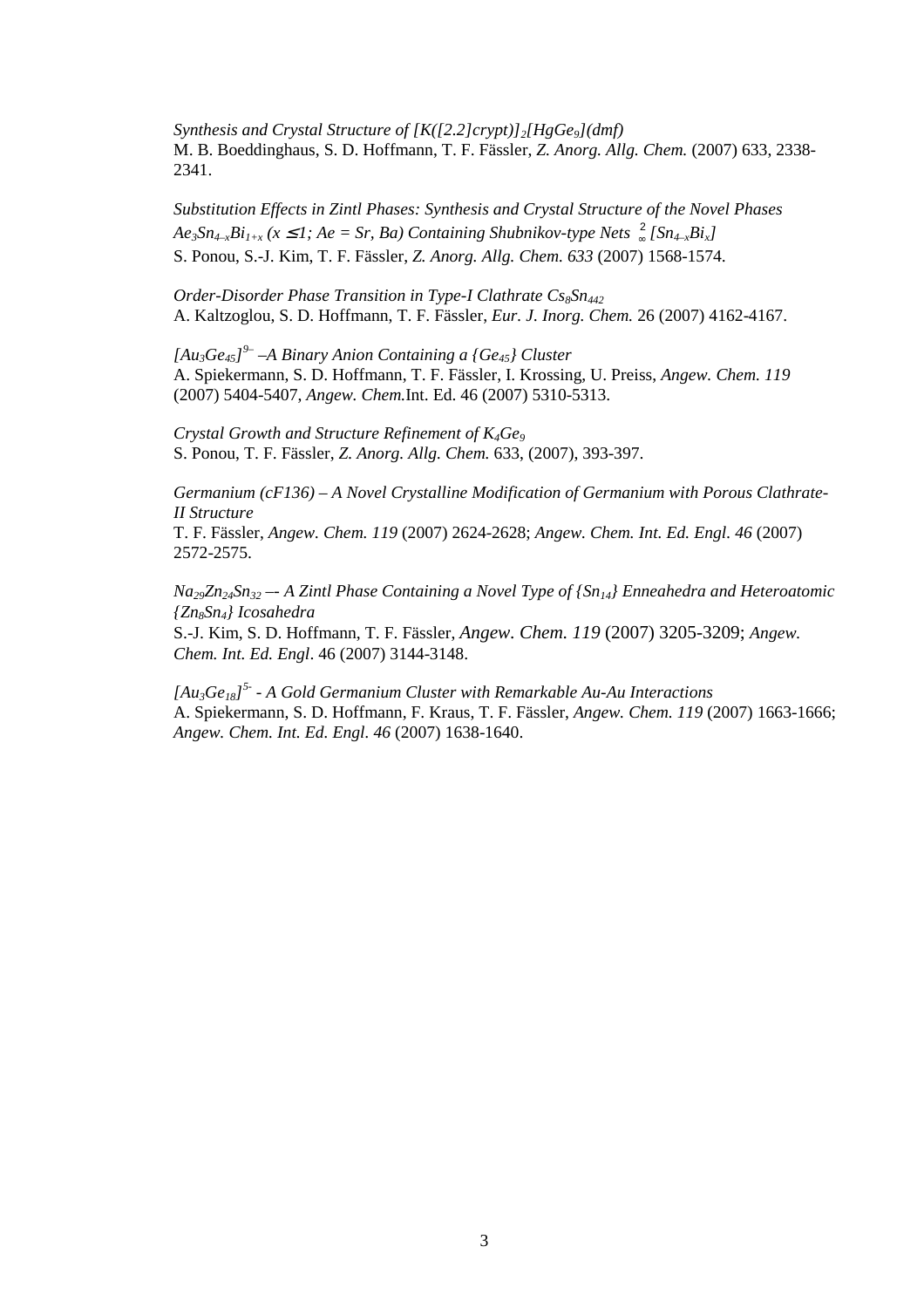*Synthesis and Crystal Structure of $[K([2.2]crypt)]_2[HgGe_9](dmf)$*
M. B. Boeddinghaus, S. D. Hoffmann, T. F. Fässler, *Z. Anorg. Allg. Chem.* (2007) 633, 2338-2341.

*Substitution Effects in Zintl Phases: Synthesis and Crystal Structure of the Novel Phases $Ae_3Sn_{4-x}Bi_{1+x}$ ($x \leq 1$; Ae = Sr, Ba) Containing Shubnikov-type Nets $^2_\infty[Sn_{4-x}Bi_x]$*
S. Ponou, S.-J. Kim, T. F. Fässler, *Z. Anorg. Allg. Chem. 633* (2007) 1568-1574.

*Order-Disorder Phase Transition in Type-I Clathrate $Cs_8Sn_{442}$*
A. Kaltzoglou, S. D. Hoffmann, T. F. Fässler, *Eur. J. Inorg. Chem.* 26 (2007) 4162-4167.

*$[Au_3Ge_{45}]^{9-}$ –A Binary Anion Containing a $\{Ge_{45}\}$ Cluster*
A. Spiekermann, S. D. Hoffmann, T. F. Fässler, I. Krossing, U. Preiss, *Angew. Chem. 119* (2007) 5404-5407, *Angew. Chem.*Int. Ed. 46 (2007) 5310-5313.

*Crystal Growth and Structure Refinement of $K_4Ge_9$*
S. Ponou, T. F. Fässler, *Z. Anorg. Allg. Chem.* 633, (2007), 393-397.

*Germanium (cF136) – A Novel Crystalline Modification of Germanium with Porous Clathrate-II Structure*
T. F. Fässler, *Angew. Chem. 119* (2007) 2624-2628; *Angew. Chem. Int. Ed. Engl. 46* (2007) 2572-2575.

*$Na_{29}Zn_{24}Sn_{32}$ –- A Zintl Phase Containing a Novel Type of $\{Sn_{14}\}$ Enneahedra and Heteroatomic $\{Zn_8Sn_4\}$ Icosahedra*
S.-J. Kim, S. D. Hoffmann, T. F. Fässler, *Angew. Chem. 119* (2007) 3205-3209; *Angew. Chem. Int. Ed. Engl*. 46 (2007) 3144-3148.

*$[Au_3Ge_{18}]^{5-}$ - A Gold Germanium Cluster with Remarkable Au-Au Interactions*
A. Spiekermann, S. D. Hoffmann, F. Kraus, T. F. Fässler, *Angew. Chem. 119* (2007) 1663-1666; *Angew. Chem. Int. Ed. Engl. 46* (2007) 1638-1640.